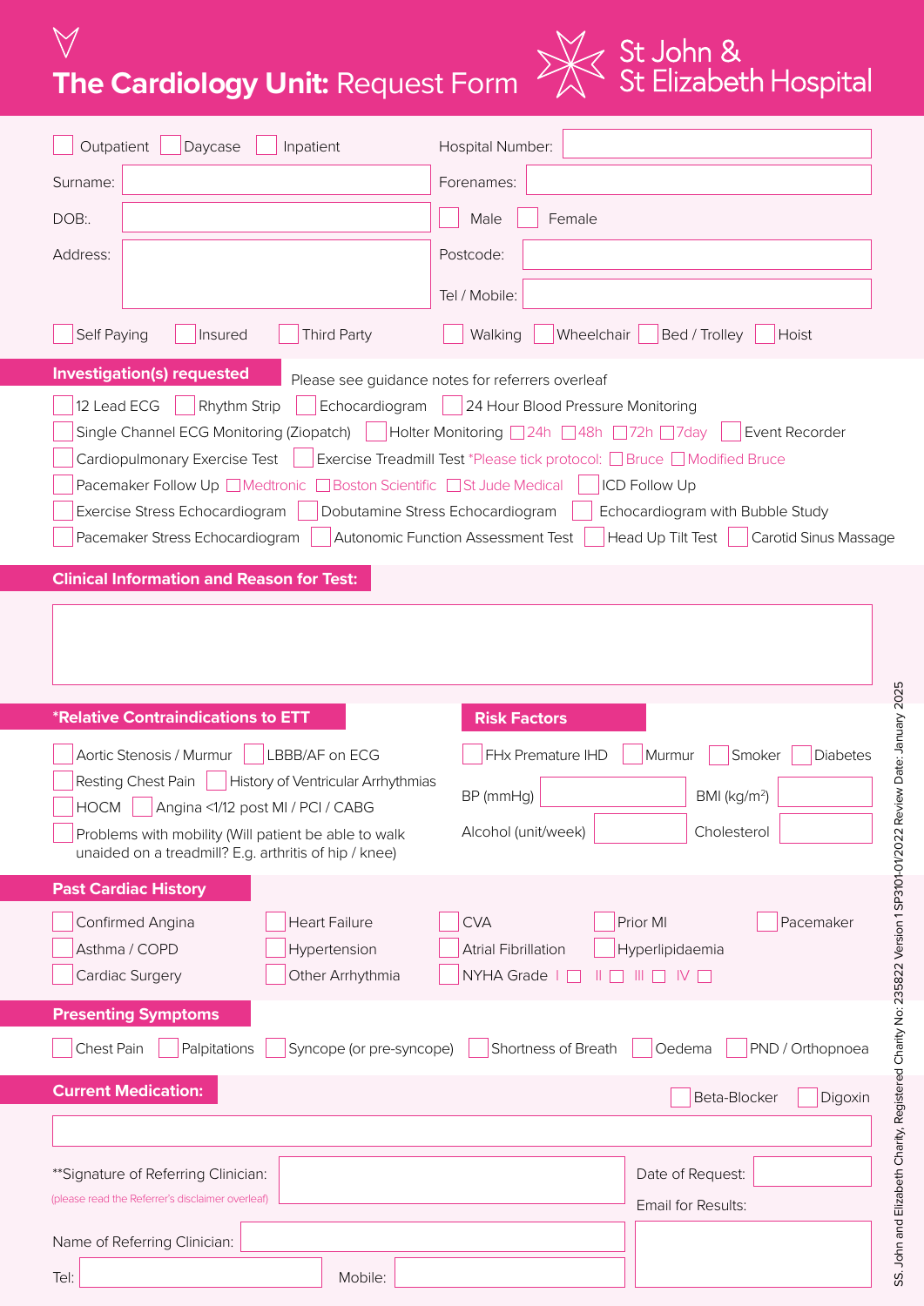# The Cardiology Unit: Request Form

St John & St Elizabeth Hospital

☐ Outpatient ☐ Daycase ☐ Inpatient

Hospital Number:

Surname:

Forenames:

DOB:.

☐ Male ☐ Female

Address:

Postcode:

Tel / Mobile:

☐ Self Paying ☐ Insured ☐ Third Party

☐ Walking ☐ Wheelchair ☐ Bed / Trolley ☐ Hoist

## Investigation(s) requested

Please see guidance notes for referrers overleaf

☐ 12 Lead ECG ☐ Rhythm Strip ☐ Echocardiogram ☐ 24 Hour Blood Pressure Monitoring

☐ Single Channel ECG Monitoring (Ziopatch) ☐ Holter Monitoring ☐ 24h ☐ 48h ☐ 72h ☐ 7day ☐ Event Recorder

☐ Cardiopulmonary Exercise Test ☐ Exercise Treadmill Test *Please tick protocol: ☐ Bruce ☐ Modified Bruce

☐ Pacemaker Follow Up ☐ Medtronic ☐ Boston Scientific ☐ St Jude Medical ☐ ICD Follow Up

☐ Exercise Stress Echocardiogram ☐ Dobutamine Stress Echocardiogram ☐ Echocardiogram with Bubble Study

☐ Pacemaker Stress Echocardiogram ☐ Autonomic Function Assessment Test ☐ Head Up Tilt Test ☐ Carotid Sinus Massage

## Clinical Information and Reason for Test:

## *Relative Contraindications to ETT

☐ Aortic Stenosis / Murmur ☐ LBBB/AF on ECG

☐ Resting Chest Pain ☐ History of Ventricular Arrhythmias

☐ HOCM ☐ Angina <1/12 post MI / PCI / CABG

☐ Problems with mobility (Will patient be able to walk unaided on a treadmill? E.g. arthritis of hip / knee)

## Risk Factors

☐ FHx Premature IHD ☐ Murmur ☐ Smoker ☐ Diabetes

BP (mmHg)

BMI (kg/m²)

Alcohol (unit/week)

Cholesterol

## Past Cardiac History

☐ Confirmed Angina ☐ Heart Failure ☐ CVA ☐ Prior MI ☐ Pacemaker

☐ Asthma / COPD ☐ Hypertension ☐ Atrial Fibrillation ☐ Hyperlipidaemia

☐ Cardiac Surgery ☐ Other Arrhythmia ☐ NYHA Grade I ☐ II ☐ III ☐ IV ☐

## Presenting Symptoms

☐ Chest Pain ☐ Palpitations ☐ Syncope (or pre-syncope) ☐ Shortness of Breath ☐ Oedema ☐ PND / Orthopnoea

## Current Medication:

☐ Beta-Blocker ☐ Digoxin

**Signature of Referring Clinician:

(please read the Referrer's disclaimer overleaf)

Date of Request:

Email for Results:

Name of Referring Clinician:

Tel:

Mobile:

SS. John and Elizabeth Charity, Registered Charity No: 235822 Version 1 SP3101-01/2022 Review Date: January 2025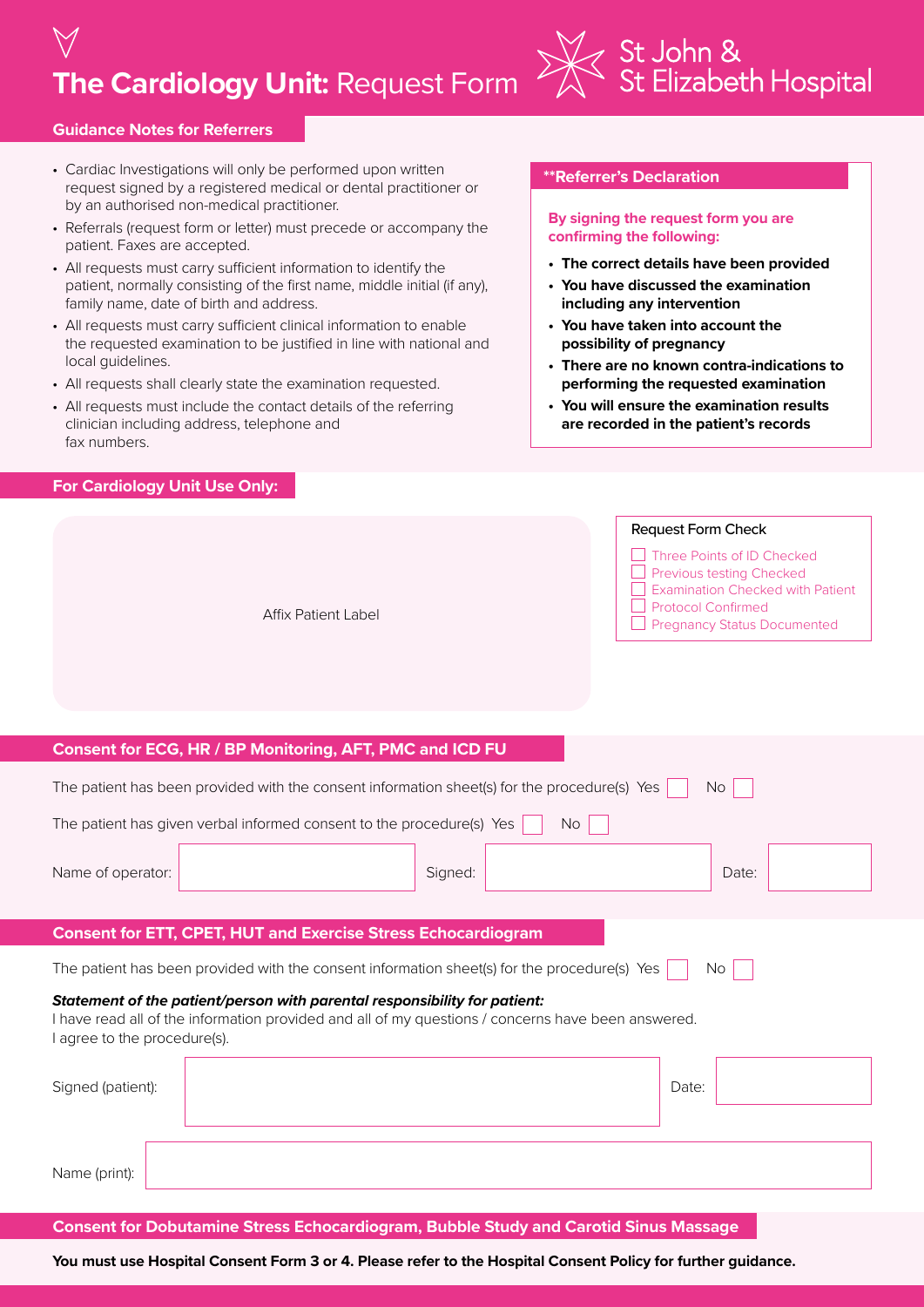# **The Cardiology Unit:** Request Form

St John & St Elizabeth Hospital

## Guidance Notes for Referrers

- Cardiac Investigations will only be performed upon written request signed by a registered medical or dental practitioner or by an authorised non-medical practitioner.
- Referrals (request form or letter) must precede or accompany the patient. Faxes are accepted.
- All requests must carry sufficient information to identify the patient, normally consisting of the first name, middle initial (if any), family name, date of birth and address.
- All requests must carry sufficient clinical information to enable the requested examination to be justified in line with national and local guidelines.
- All requests shall clearly state the examination requested.
- All requests must include the contact details of the referring clinician including address, telephone and fax numbers.

### **Referrer's Declaration

**By signing the request form you are confirming the following:**

- **The correct details have been provided**
- **You have discussed the examination including any intervention**
- **You have taken into account the possibility of pregnancy**
- **There are no known contra-indications to performing the requested examination**
- **You will ensure the examination results are recorded in the patient's records**

## For Cardiology Unit Use Only:

Affix Patient Label

Request Form Check

- ☐ Three Points of ID Checked
- ☐ Previous testing Checked
- ☐ Examination Checked with Patient
- ☐ Protocol Confirmed
- ☐ Pregnancy Status Documented

## Consent for ECG, HR / BP Monitoring, AFT, PMC and ICD FU

The patient has been provided with the consent information sheet(s) for the procedure(s) Yes ☐ No ☐

The patient has given verbal informed consent to the procedure(s) Yes ☐ No ☐

Name of operator: ______ Signed: ______ Date: ______

## Consent for ETT, CPET, HUT and Exercise Stress Echocardiogram

The patient has been provided with the consent information sheet(s) for the procedure(s) Yes ☐ No ☐

***Statement of the patient/person with parental responsibility for patient:***
I have read all of the information provided and all of my questions / concerns have been answered.
I agree to the procedure(s).

Signed (patient): ______ Date: ______

Name (print): ______

## Consent for Dobutamine Stress Echocardiogram, Bubble Study and Carotid Sinus Massage

**You must use Hospital Consent Form 3 or 4. Please refer to the Hospital Consent Policy for further guidance.**